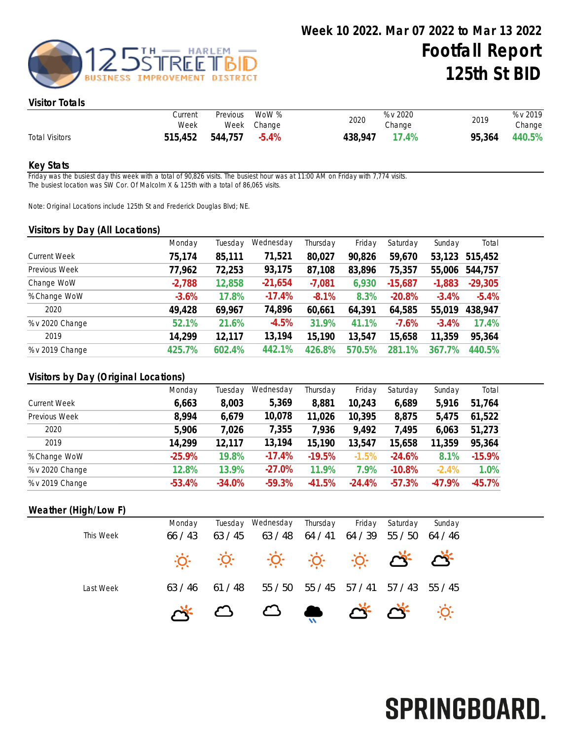# Week 10 2022. Mar 07 2022 to Mar 13 2022

# Footfall Report

# 125th St BID

## Visitor Totals

| | Current Week | Previous Week | WoW % Change | 2020 | % v 2020 Change | 2019 | % v 2019 Change |
|---|---|---|---|---|---|---|---|
| Total Visitors | **515,452** | **544,757** | **-5.4%** | **438,947** | **17.4%** | **95,364** | **440.5%** |

## Key Stats

Friday was the busiest day this week with a total of 90,826 visits. The busiest hour was at 11:00 AM on Friday with 7,774 visits.
The busiest location was SW Cor. Of Malcolm X & 125th with a total of 86,065 visits.

Note: Original Locations include 125th St and Frederick Douglas Blvd; NE.

## Visitors by Day (All Locations)

| | Monday | Tuesday | Wednesday | Thursday | Friday | Saturday | Sunday | Total |
|---|---|---|---|---|---|---|---|---|
| Current Week | **75,174** | **85,111** | **71,521** | **80,027** | **90,826** | **59,670** | **53,123** | **515,452** |
| Previous Week | **77,962** | **72,253** | **93,175** | **87,108** | **83,896** | **75,357** | **55,006** | **544,757** |
| Change WoW | **-2,788** | **12,858** | **-21,654** | **-7,081** | **6,930** | **-15,687** | **-1,883** | **-29,305** |
| % Change WoW | **-3.6%** | **17.8%** | **-17.4%** | **-8.1%** | **8.3%** | **-20.8%** | **-3.4%** | **-5.4%** |
| 2020 | **49,428** | **69,967** | **74,896** | **60,661** | **64,391** | **64,585** | **55,019** | **438,947** |
| % v 2020 Change | **52.1%** | **21.6%** | **-4.5%** | **31.9%** | **41.1%** | **-7.6%** | **-3.4%** | **17.4%** |
| 2019 | **14,299** | **12,117** | **13,194** | **15,190** | **13,547** | **15,658** | **11,359** | **95,364** |
| % v 2019 Change | **425.7%** | **602.4%** | **442.1%** | **426.8%** | **570.5%** | **281.1%** | **367.7%** | **440.5%** |

## Visitors by Day (Original Locations)

| | Monday | Tuesday | Wednesday | Thursday | Friday | Saturday | Sunday | Total |
|---|---|---|---|---|---|---|---|---|
| Current Week | **6,663** | **8,003** | **5,369** | **8,881** | **10,243** | **6,689** | **5,916** | **51,764** |
| Previous Week | **8,994** | **6,679** | **10,078** | **11,026** | **10,395** | **8,875** | **5,475** | **61,522** |
| 2020 | **5,906** | **7,026** | **7,355** | **7,936** | **9,492** | **7,495** | **6,063** | **51,273** |
| 2019 | **14,299** | **12,117** | **13,194** | **15,190** | **13,547** | **15,658** | **11,359** | **95,364** |
| % Change WoW | **-25.9%** | **19.8%** | **-17.4%** | **-19.5%** | **-1.5%** | **-24.6%** | **8.1%** | **-15.9%** |
| % v 2020 Change | **12.8%** | **13.9%** | **-27.0%** | **11.9%** | **7.9%** | **-10.8%** | **-2.4%** | **1.0%** |
| % v 2019 Change | **-53.4%** | **-34.0%** | **-59.3%** | **-41.5%** | **-24.4%** | **-57.3%** | **-47.9%** | **-45.7%** |

## Weather (High/Low F)

| | Monday | Tuesday | Wednesday | Thursday | Friday | Saturday | Sunday |
|---|---|---|---|---|---|---|---|
| This Week | 66 / 43 | 63 / 45 | 63 / 48 | 64 / 41 | 64 / 39 | 55 / 50 | 64 / 46 |
| Last Week | 63 / 46 | 61 / 48 | 55 / 50 | 55 / 45 | 57 / 41 | 57 / 43 | 55 / 45 |

SPRINGBOARD.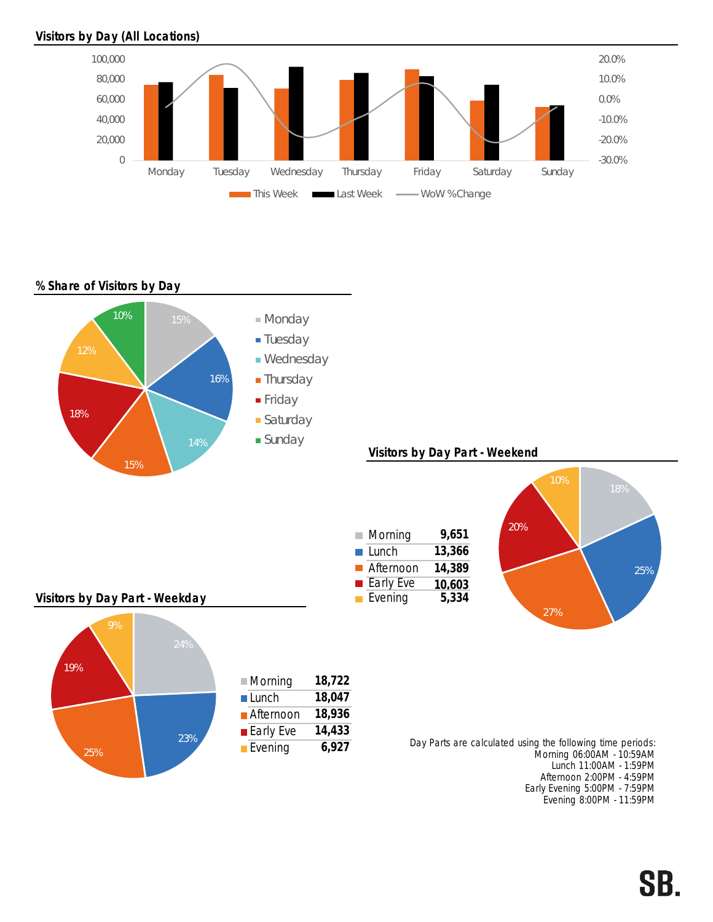## Visitors by Day (All Locations)

Legend: This Week, Last Week, WoW %Change

Days: Monday, Tuesday, Wednesday, Thursday, Friday, Saturday, Sunday

## % Share of Visitors by Day

| Day | Share |
|---|---|
| Monday | 15% |
| Tuesday | 16% |
| Wednesday | 14% |
| Thursday | 15% |
| Friday | 18% |
| Saturday | 12% |
| Sunday | 10% |

## Visitors by Day Part - Weekend

| Day Part | Visitors | Share |
|---|---|---|
| Morning | 9,651 | 18% |
| Lunch | 13,366 | 25% |
| Afternoon | 14,389 | 27% |
| Early Eve | 10,603 | 20% |
| Evening | 5,334 | 10% |

## Visitors by Day Part - Weekday

| Day Part | Visitors | Share |
|---|---|---|
| Morning | 18,722 | 24% |
| Lunch | 18,047 | 23% |
| Afternoon | 18,936 | 25% |
| Early Eve | 14,433 | 19% |
| Evening | 6,927 | 9% |

Day Parts are calculated using the following time periods:
Morning 06:00AM - 10:59AM
Lunch 11:00AM - 1:59PM
Afternoon 2:00PM - 4:59PM
Early Evening 5:00PM - 7:59PM
Evening 8:00PM - 11:59PM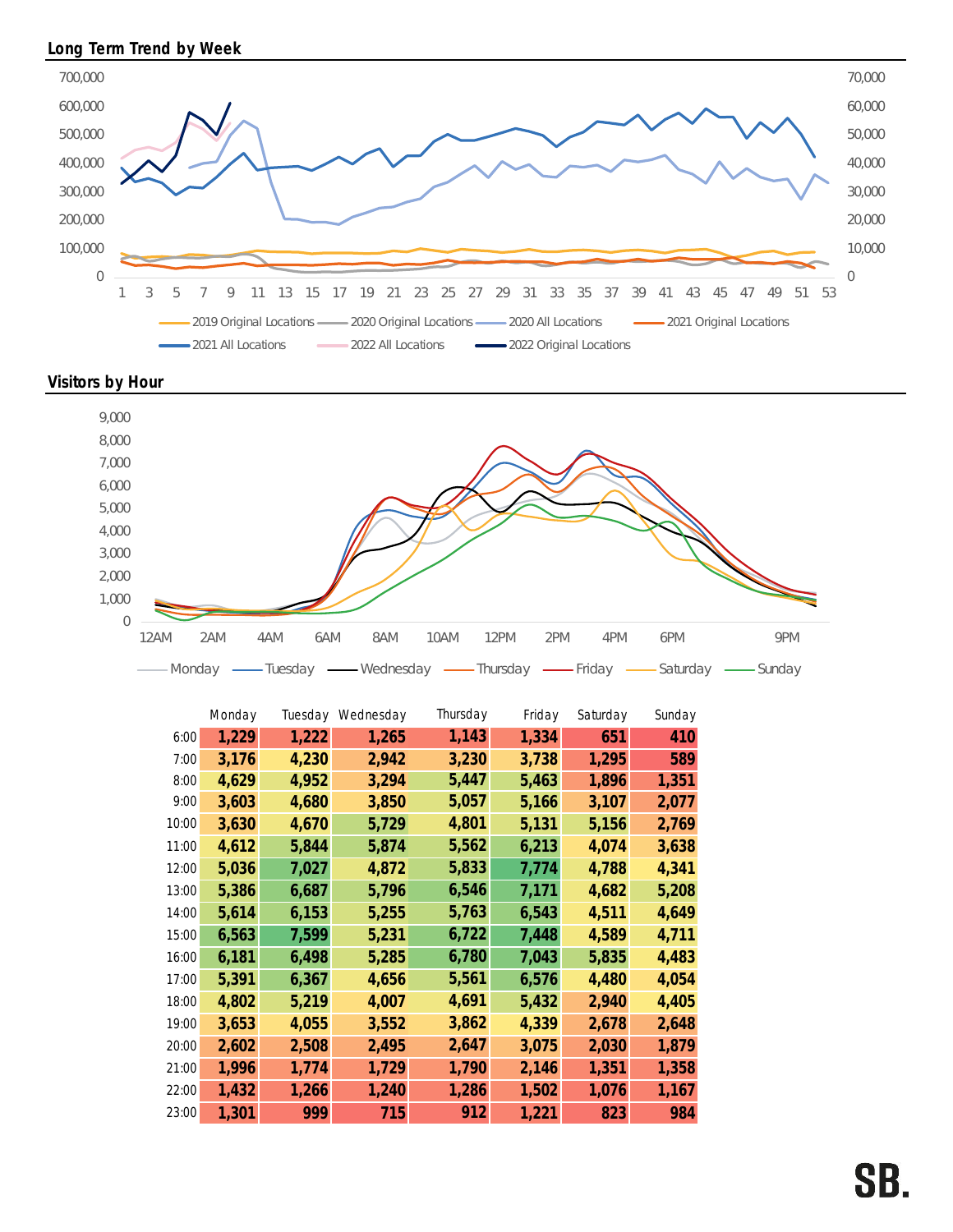## Long Term Trend by Week

## Visitors by Hour

|  | Monday | Tuesday | Wednesday | Thursday | Friday | Saturday | Sunday |
|---|---|---|---|---|---|---|---|
| 6:00 | 1,229 | 1,222 | 1,265 | 1,143 | 1,334 | 651 | 410 |
| 7:00 | 3,176 | 4,230 | 2,942 | 3,230 | 3,738 | 1,295 | 589 |
| 8:00 | 4,629 | 4,952 | 3,294 | 5,447 | 5,463 | 1,896 | 1,351 |
| 9:00 | 3,603 | 4,680 | 3,850 | 5,057 | 5,166 | 3,107 | 2,077 |
| 10:00 | 3,630 | 4,670 | 5,729 | 4,801 | 5,131 | 5,156 | 2,769 |
| 11:00 | 4,612 | 5,844 | 5,874 | 5,562 | 6,213 | 4,074 | 3,638 |
| 12:00 | 5,036 | 7,027 | 4,872 | 5,833 | 7,774 | 4,788 | 4,341 |
| 13:00 | 5,386 | 6,687 | 5,796 | 6,546 | 7,171 | 4,682 | 5,208 |
| 14:00 | 5,614 | 6,153 | 5,255 | 5,763 | 6,543 | 4,511 | 4,649 |
| 15:00 | 6,563 | 7,599 | 5,231 | 6,722 | 7,448 | 4,589 | 4,711 |
| 16:00 | 6,181 | 6,498 | 5,285 | 6,780 | 7,043 | 5,835 | 4,483 |
| 17:00 | 5,391 | 6,367 | 4,656 | 5,561 | 6,576 | 4,480 | 4,054 |
| 18:00 | 4,802 | 5,219 | 4,007 | 4,691 | 5,432 | 2,940 | 4,405 |
| 19:00 | 3,653 | 4,055 | 3,552 | 3,862 | 4,339 | 2,678 | 2,648 |
| 20:00 | 2,602 | 2,508 | 2,495 | 2,647 | 3,075 | 2,030 | 1,879 |
| 21:00 | 1,996 | 1,774 | 1,729 | 1,790 | 2,146 | 1,351 | 1,358 |
| 22:00 | 1,432 | 1,266 | 1,240 | 1,286 | 1,502 | 1,076 | 1,167 |
| 23:00 | 1,301 | 999 | 715 | 912 | 1,221 | 823 | 984 |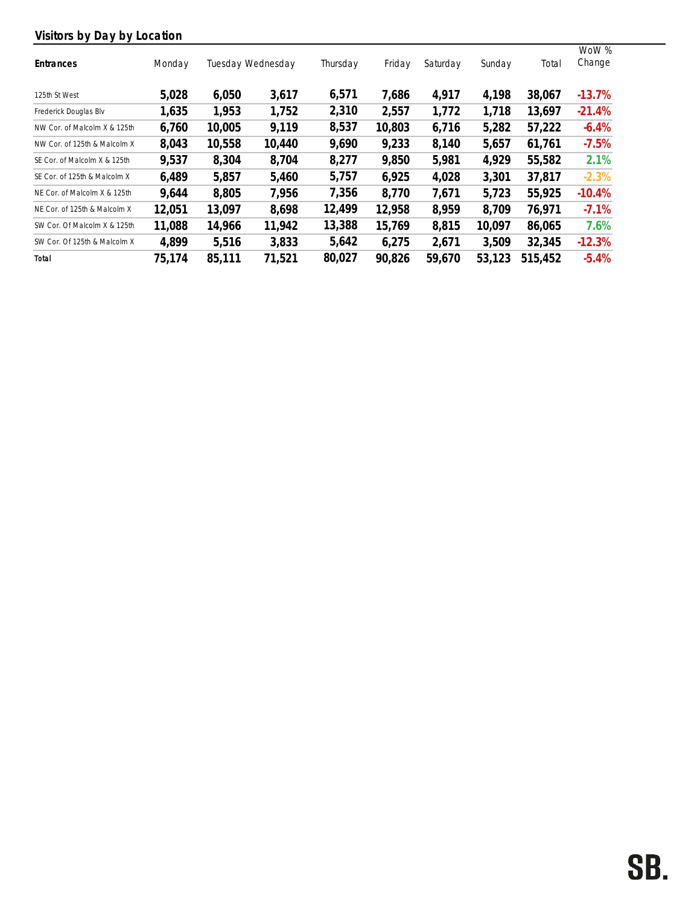## Visitors by Day by Location

| Entrances | Monday | Tuesday | Wednesday | Thursday | Friday | Saturday | Sunday | Total | WoW % Change |
|---|---|---|---|---|---|---|---|---|---|
| 125th St West | **5,028** | **6,050** | **3,617** | **6,571** | **7,686** | **4,917** | **4,198** | **38,067** | **-13.7%** |
| Frederick Douglas Blv | **1,635** | **1,953** | **1,752** | **2,310** | **2,557** | **1,772** | **1,718** | **13,697** | **-21.4%** |
| NW Cor. of Malcolm X & 125th | **6,760** | **10,005** | **9,119** | **8,537** | **10,803** | **6,716** | **5,282** | **57,222** | **-6.4%** |
| NW Cor. of 125th & Malcolm X | **8,043** | **10,558** | **10,440** | **9,690** | **9,233** | **8,140** | **5,657** | **61,761** | **-7.5%** |
| SE Cor. of Malcolm X & 125th | **9,537** | **8,304** | **8,704** | **8,277** | **9,850** | **5,981** | **4,929** | **55,582** | **2.1%** |
| SE Cor. of 125th & Malcolm X | **6,489** | **5,857** | **5,460** | **5,757** | **6,925** | **4,028** | **3,301** | **37,817** | **-2.3%** |
| NE Cor. of Malcolm X & 125th | **9,644** | **8,805** | **7,956** | **7,356** | **8,770** | **7,671** | **5,723** | **55,925** | **-10.4%** |
| NE Cor. of 125th & Malcolm X | **12,051** | **13,097** | **8,698** | **12,499** | **12,958** | **8,959** | **8,709** | **76,971** | **-7.1%** |
| SW Cor. Of Malcolm X & 125th | **11,088** | **14,966** | **11,942** | **13,388** | **15,769** | **8,815** | **10,097** | **86,065** | **7.6%** |
| SW Cor. Of 125th & Malcolm X | **4,899** | **5,516** | **3,833** | **5,642** | **6,275** | **2,671** | **3,509** | **32,345** | **-12.3%** |
| **Total** | **75,174** | **85,111** | **71,521** | **80,027** | **90,826** | **59,670** | **53,123** | **515,452** | **-5.4%** |

SB.